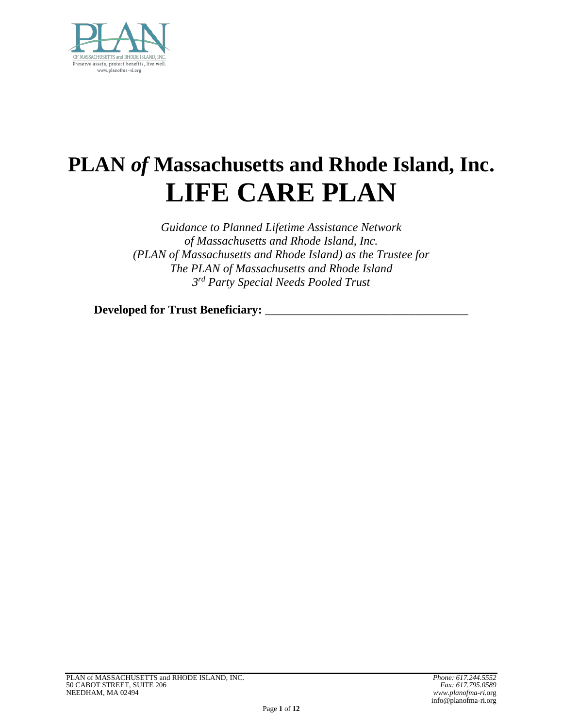# PLAN *of* Massachusetts and Rhode Island, Inc.

# LIFE CARE PLAN

*Guidance to Planned Lifetime Assistance Network*
*of Massachusetts and Rhode Island, Inc.*
*(PLAN of Massachusetts and Rhode Island) as the Trustee for*
*The PLAN of Massachusetts and Rhode Island*
*3rd Party Special Needs Pooled Trust*

**Developed for Trust Beneficiary:** ___________________________________

PLAN of MASSACHUSETTS and RHODE ISLAND, INC.
50 CABOT STREET, SUITE 206
NEEDHAM, MA 02494

*Phone: 617.244.5552*
*Fax: 617.795.0589*
*www.planofma-ri.org*
info@planofma-ri.org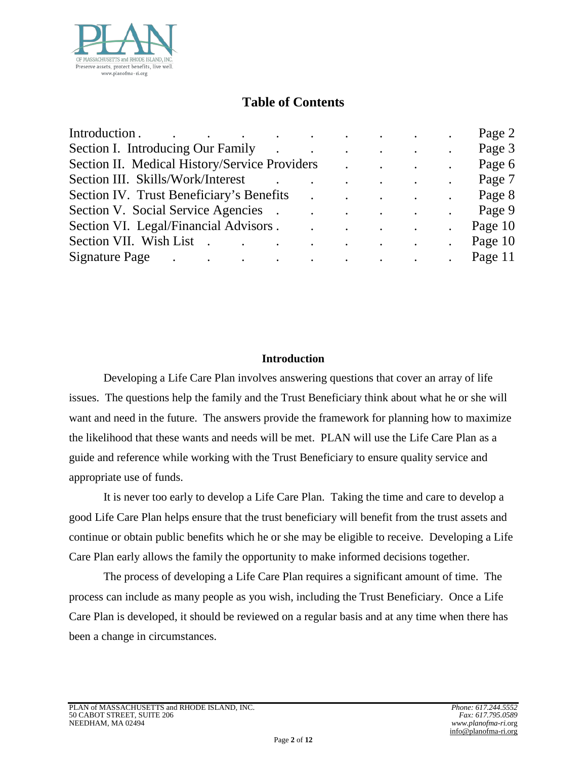## Table of Contents

| | |
|---|---|
| Introduction | Page 2 |
| Section I. Introducing Our Family | Page 3 |
| Section II. Medical History/Service Providers | Page 6 |
| Section III. Skills/Work/Interest | Page 7 |
| Section IV. Trust Beneficiary's Benefits | Page 8 |
| Section V. Social Service Agencies | Page 9 |
| Section VI. Legal/Financial Advisors | Page 10 |
| Section VII. Wish List | Page 10 |
| Signature Page | Page 11 |

## Introduction

Developing a Life Care Plan involves answering questions that cover an array of life issues. The questions help the family and the Trust Beneficiary think about what he or she will want and need in the future. The answers provide the framework for planning how to maximize the likelihood that these wants and needs will be met. PLAN will use the Life Care Plan as a guide and reference while working with the Trust Beneficiary to ensure quality service and appropriate use of funds.

It is never too early to develop a Life Care Plan. Taking the time and care to develop a good Life Care Plan helps ensure that the trust beneficiary will benefit from the trust assets and continue or obtain public benefits which he or she may be eligible to receive. Developing a Life Care Plan early allows the family the opportunity to make informed decisions together.

The process of developing a Life Care Plan requires a significant amount of time. The process can include as many people as you wish, including the Trust Beneficiary. Once a Life Care Plan is developed, it should be reviewed on a regular basis and at any time when there has been a change in circumstances.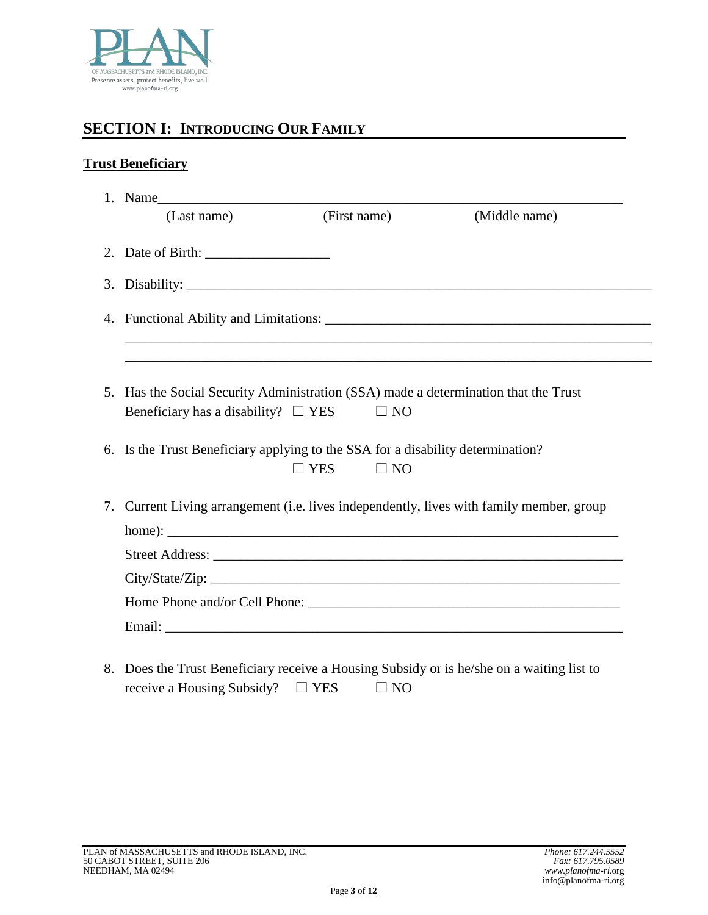## SECTION I: INTRODUCING OUR FAMILY

**Trust Beneficiary**

1. Name_______________________________________________________________
   (Last name) (First name) (Middle name)

2. Date of Birth: _________________

3. Disability: _______________________________________________________________

4. Functional Ability and Limitations: _________________________________________
   _______________________________________________________________
   _______________________________________________________________

5. Has the Social Security Administration (SSA) made a determination that the Trust Beneficiary has a disability? ☐ YES ☐ NO

6. Is the Trust Beneficiary applying to the SSA for a disability determination?
   ☐ YES ☐ NO

7. Current Living arrangement (i.e. lives independently, lives with family member, group home): _______________________________________________________
   Street Address: _______________________________________________________
   City/State/Zip: _______________________________________________________
   Home Phone and/or Cell Phone: _________________________________________
   Email: _______________________________________________________________

8. Does the Trust Beneficiary receive a Housing Subsidy or is he/she on a waiting list to receive a Housing Subsidy? ☐ YES ☐ NO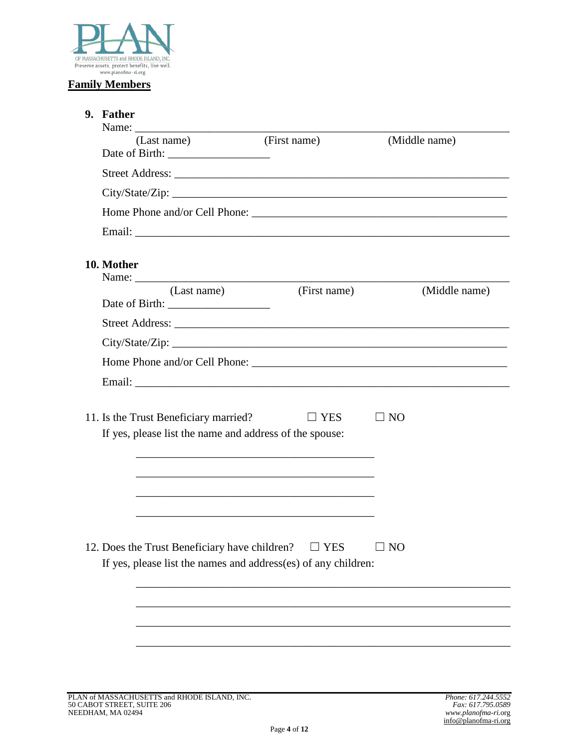## Family Members

**9. Father**

Name: ______________________________________________________________

(Last name) (First name) (Middle name)

Date of Birth: __________________

Street Address: ______________________________________________________

City/State/Zip: ______________________________________________________

Home Phone and/or Cell Phone: _________________________________________

Email: _____________________________________________________________

**10. Mother**

Name: ______________________________________________________________

(Last name) (First name) (Middle name)

Date of Birth: __________________

Street Address: ______________________________________________________

City/State/Zip: ______________________________________________________

Home Phone and/or Cell Phone: _________________________________________

Email: _____________________________________________________________

11. Is the Trust Beneficiary married? ☐ YES ☐ NO

If yes, please list the name and address of the spouse:

__________________________________________

__________________________________________

__________________________________________

__________________________________________

12. Does the Trust Beneficiary have children? ☐ YES ☐ NO

If yes, please list the names and address(es) of any children:

__________________________________________________________

__________________________________________________________

__________________________________________________________

__________________________________________________________

PLAN of MASSACHUSETTS and RHODE ISLAND, INC.
50 CABOT STREET, SUITE 206
NEEDHAM, MA 02494

*Phone: 617.244.5552*
*Fax: 617.795.0589*
*www.planofma-ri.org*
info@planofma-ri.org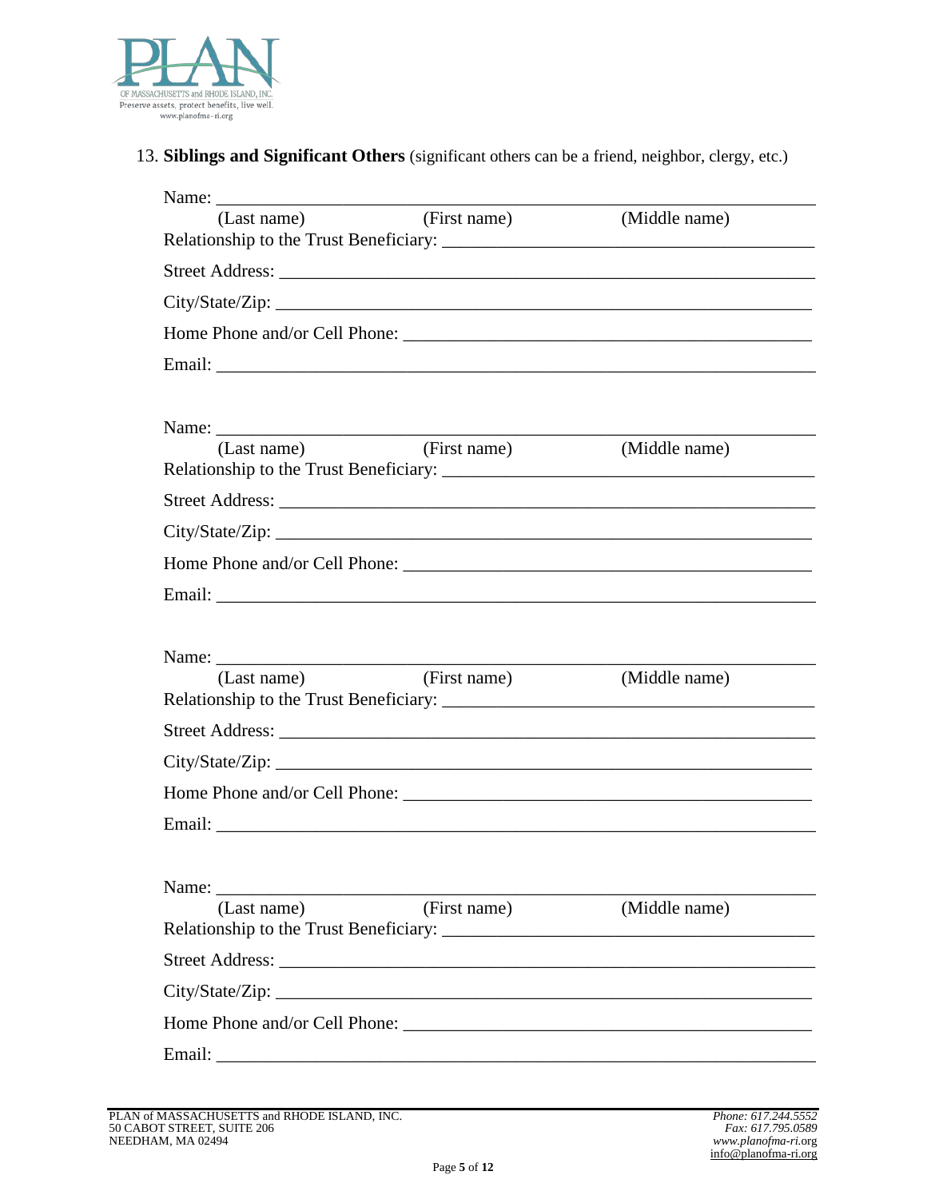13. **Siblings and Significant Others** (significant others can be a friend, neighbor, clergy, etc.)

Name: ________________________________________________________________

(Last name) (First name) (Middle name)

Relationship to the Trust Beneficiary: __________________________________________

Street Address: ___________________________________________________________

City/State/Zip: ___________________________________________________________

Home Phone and/or Cell Phone: _____________________________________________

Email: ________________________________________________________________

Name: ________________________________________________________________

(Last name) (First name) (Middle name)

Relationship to the Trust Beneficiary: __________________________________________

Street Address: ___________________________________________________________

City/State/Zip: ___________________________________________________________

Home Phone and/or Cell Phone: _____________________________________________

Email: ________________________________________________________________

Name: ________________________________________________________________

(Last name) (First name) (Middle name)

Relationship to the Trust Beneficiary: __________________________________________

Street Address: ___________________________________________________________

City/State/Zip: ___________________________________________________________

Home Phone and/or Cell Phone: _____________________________________________

Email: ________________________________________________________________

Name: ________________________________________________________________

(Last name) (First name) (Middle name)

Relationship to the Trust Beneficiary: __________________________________________

Street Address: ___________________________________________________________

City/State/Zip: ___________________________________________________________

Home Phone and/or Cell Phone: _____________________________________________

Email: ________________________________________________________________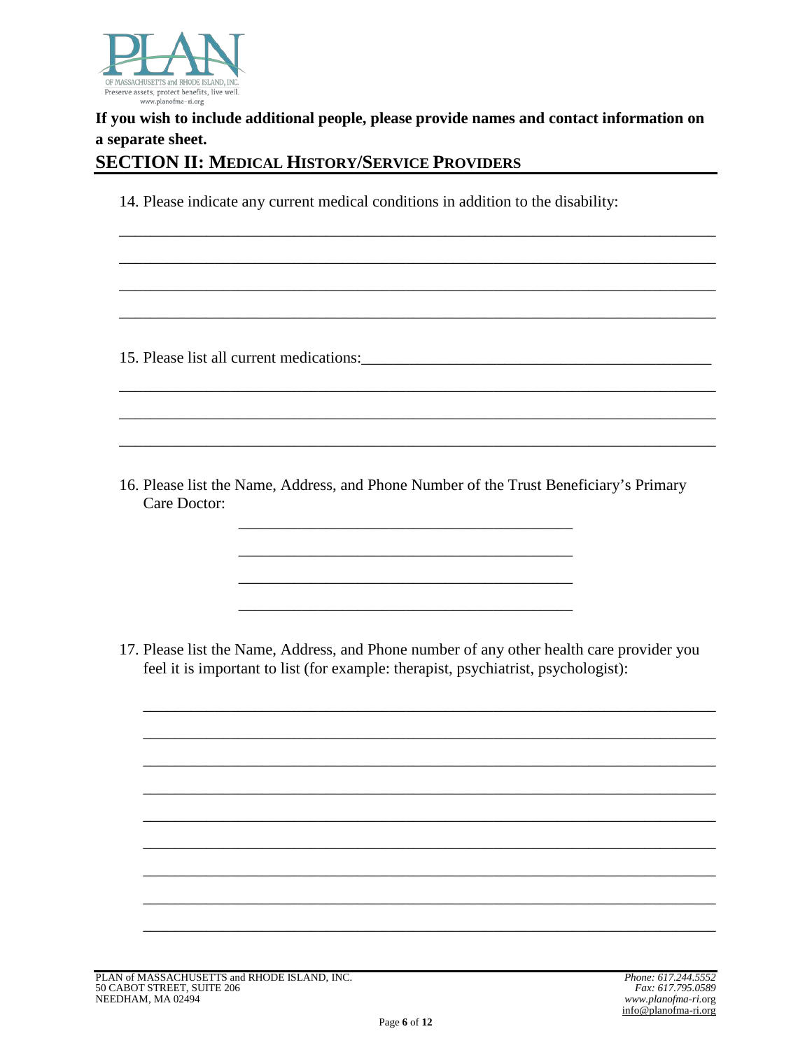**If you wish to include additional people, please provide names and contact information on a separate sheet.**

## SECTION II: MEDICAL HISTORY/SERVICE PROVIDERS

14. Please indicate any current medical conditions in addition to the disability:

_______________________________________________________________________

_______________________________________________________________________

_______________________________________________________________________

_______________________________________________________________________

15. Please list all current medications:_____________________________________________

_______________________________________________________________________

_______________________________________________________________________

_______________________________________________________________________

16. Please list the Name, Address, and Phone Number of the Trust Beneficiary's Primary Care Doctor:

_________________________________________

_________________________________________

_________________________________________

_________________________________________

17. Please list the Name, Address, and Phone number of any other health care provider you feel it is important to list (for example: therapist, psychiatrist, psychologist):

_______________________________________________________________________

_______________________________________________________________________

_______________________________________________________________________

_______________________________________________________________________

_______________________________________________________________________

_______________________________________________________________________

_______________________________________________________________________

_______________________________________________________________________

_______________________________________________________________________

PLAN of MASSACHUSETTS and RHODE ISLAND, INC.
50 CABOT STREET, SUITE 206
NEEDHAM, MA 02494

*Phone: 617.244.5552*
*Fax: 617.795.0589*
*www.planofma-ri.org*
info@planofma-ri.org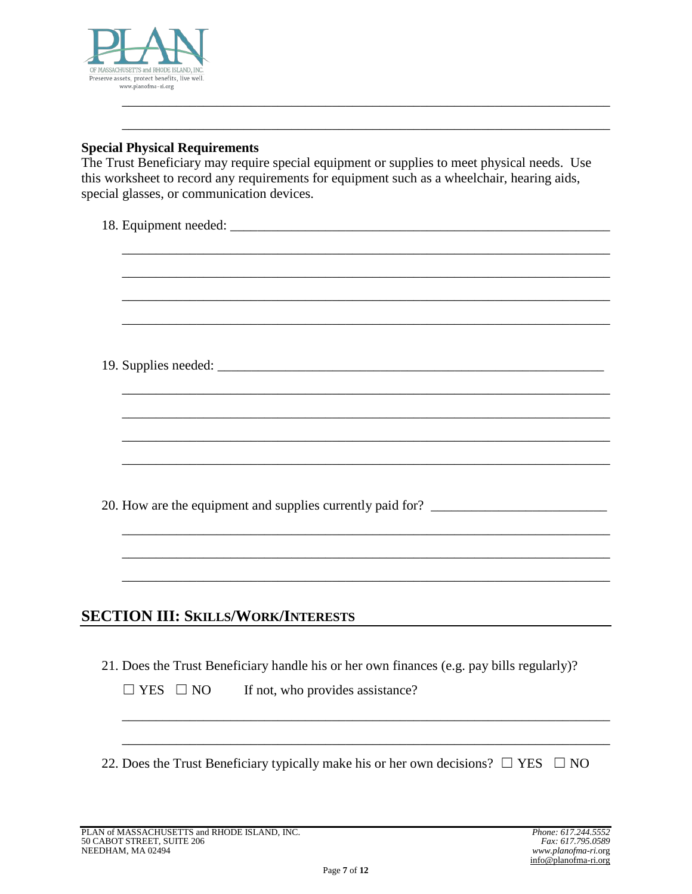### Special Physical Requirements

The Trust Beneficiary may require special equipment or supplies to meet physical needs. Use this worksheet to record any requirements for equipment such as a wheelchair, hearing aids, special glasses, or communication devices.

18. Equipment needed: ______________________________________________________

19. Supplies needed: ______________________________________________________

20. How are the equipment and supplies currently paid for? __________________________

## SECTION III: SKILLS/WORK/INTERESTS

21. Does the Trust Beneficiary handle his or her own finances (e.g. pay bills regularly)?

    ☐ YES ☐ NO     If not, who provides assistance?

22. Does the Trust Beneficiary typically make his or her own decisions? ☐ YES ☐ NO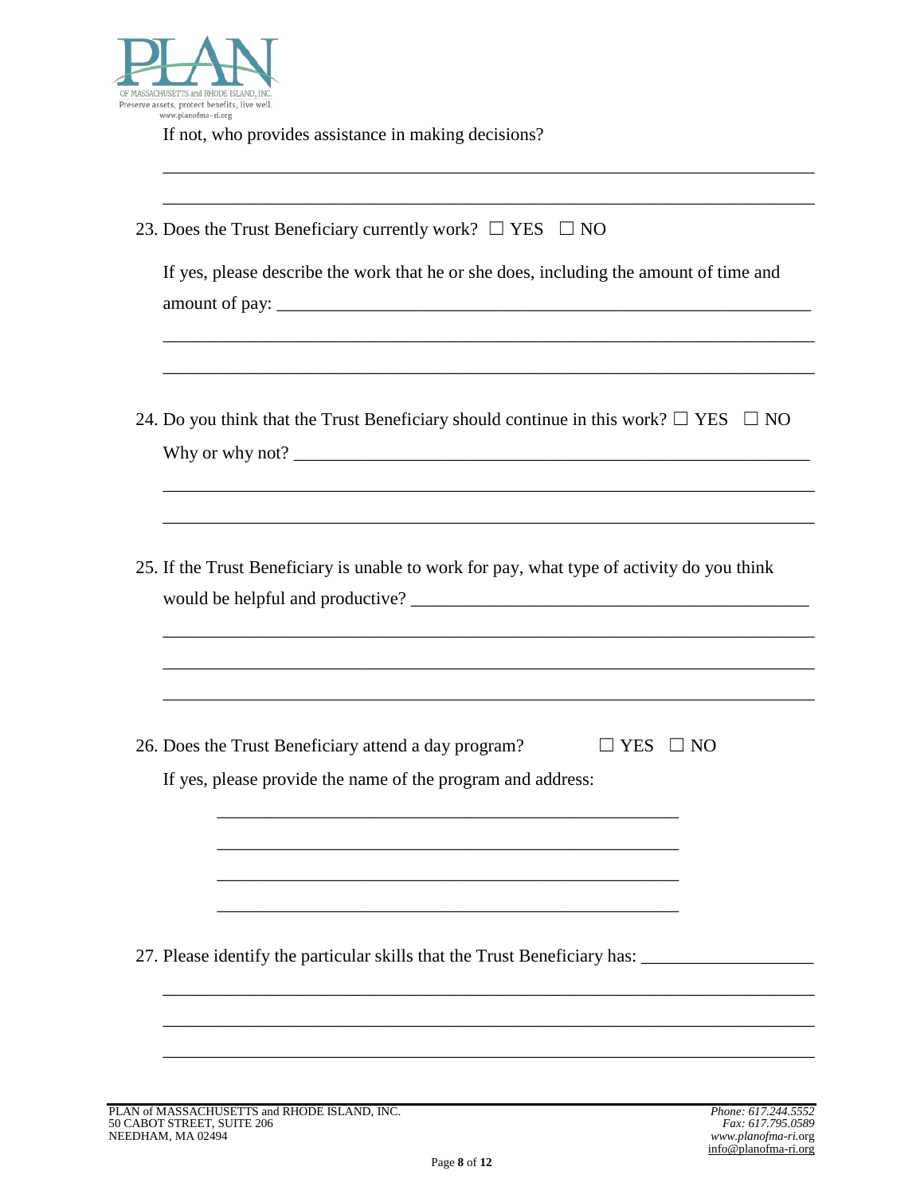If not, who provides assistance in making decisions?

______________________________________________________________________

______________________________________________________________________

23. Does the Trust Beneficiary currently work? ☐ YES ☐ NO

    If yes, please describe the work that he or she does, including the amount of time and amount of pay: ______________________________________________________

    ______________________________________________________________________

    ______________________________________________________________________

24. Do you think that the Trust Beneficiary should continue in this work? ☐ YES ☐ NO
    Why or why not? _______________________________________________________

    ______________________________________________________________________

    ______________________________________________________________________

25. If the Trust Beneficiary is unable to work for pay, what type of activity do you think would be helpful and productive? ______________________________________

    ______________________________________________________________________

    ______________________________________________________________________

    ______________________________________________________________________

26. Does the Trust Beneficiary attend a day program? ☐ YES ☐ NO
    If yes, please provide the name of the program and address:

    _____________________________________________

    _____________________________________________

    _____________________________________________

    _____________________________________________

27. Please identify the particular skills that the Trust Beneficiary has: _______________

    ______________________________________________________________________

    ______________________________________________________________________

    ______________________________________________________________________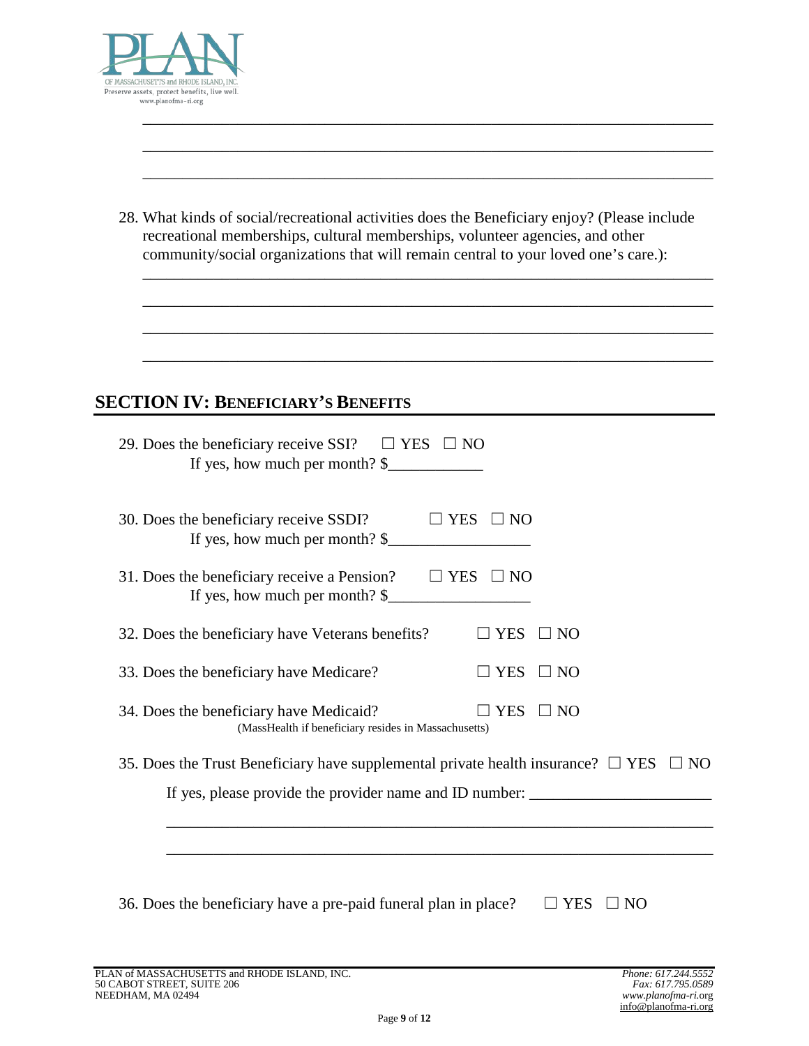\_\_\_\_\_\_\_\_\_\_\_\_\_\_\_\_\_\_\_\_\_\_\_\_\_\_\_\_\_\_\_\_\_\_\_\_\_\_\_\_\_\_\_\_\_\_\_\_\_\_\_\_\_\_\_\_\_\_\_\_\_\_\_\_\_\_

\_\_\_\_\_\_\_\_\_\_\_\_\_\_\_\_\_\_\_\_\_\_\_\_\_\_\_\_\_\_\_\_\_\_\_\_\_\_\_\_\_\_\_\_\_\_\_\_\_\_\_\_\_\_\_\_\_\_\_\_\_\_\_\_\_\_

\_\_\_\_\_\_\_\_\_\_\_\_\_\_\_\_\_\_\_\_\_\_\_\_\_\_\_\_\_\_\_\_\_\_\_\_\_\_\_\_\_\_\_\_\_\_\_\_\_\_\_\_\_\_\_\_\_\_\_\_\_\_\_\_\_\_

28. What kinds of social/recreational activities does the Beneficiary enjoy? (Please include recreational memberships, cultural memberships, volunteer agencies, and other community/social organizations that will remain central to your loved one's care.):

\_\_\_\_\_\_\_\_\_\_\_\_\_\_\_\_\_\_\_\_\_\_\_\_\_\_\_\_\_\_\_\_\_\_\_\_\_\_\_\_\_\_\_\_\_\_\_\_\_\_\_\_\_\_\_\_\_\_\_\_\_\_\_\_\_\_

\_\_\_\_\_\_\_\_\_\_\_\_\_\_\_\_\_\_\_\_\_\_\_\_\_\_\_\_\_\_\_\_\_\_\_\_\_\_\_\_\_\_\_\_\_\_\_\_\_\_\_\_\_\_\_\_\_\_\_\_\_\_\_\_\_\_

\_\_\_\_\_\_\_\_\_\_\_\_\_\_\_\_\_\_\_\_\_\_\_\_\_\_\_\_\_\_\_\_\_\_\_\_\_\_\_\_\_\_\_\_\_\_\_\_\_\_\_\_\_\_\_\_\_\_\_\_\_\_\_\_\_\_

\_\_\_\_\_\_\_\_\_\_\_\_\_\_\_\_\_\_\_\_\_\_\_\_\_\_\_\_\_\_\_\_\_\_\_\_\_\_\_\_\_\_\_\_\_\_\_\_\_\_\_\_\_\_\_\_\_\_\_\_\_\_\_\_\_\_

## SECTION IV: BENEFICIARY'S BENEFITS

29. Does the beneficiary receive SSI? ☐ YES ☐ NO
    If yes, how much per month? $\_\_\_\_\_\_\_\_\_\_\_\_

30. Does the beneficiary receive SSDI? ☐ YES ☐ NO
    If yes, how much per month? $\_\_\_\_\_\_\_\_\_\_\_\_\_\_\_\_\_\_

31. Does the beneficiary receive a Pension? ☐ YES ☐ NO
    If yes, how much per month? $\_\_\_\_\_\_\_\_\_\_\_\_\_\_\_\_\_\_

32. Does the beneficiary have Veterans benefits? ☐ YES ☐ NO

33. Does the beneficiary have Medicare? ☐ YES ☐ NO

34. Does the beneficiary have Medicaid? ☐ YES ☐ NO
    (MassHealth if beneficiary resides in Massachusetts)

35. Does the Trust Beneficiary have supplemental private health insurance? ☐ YES ☐ NO

    If yes, please provide the provider name and ID number: \_\_\_\_\_\_\_\_\_\_\_\_\_\_\_\_\_\_\_\_\_\_

    \_\_\_\_\_\_\_\_\_\_\_\_\_\_\_\_\_\_\_\_\_\_\_\_\_\_\_\_\_\_\_\_\_\_\_\_\_\_\_\_\_\_\_\_\_\_\_\_\_\_\_\_\_\_\_\_\_\_\_\_\_\_\_\_\_\_

    \_\_\_\_\_\_\_\_\_\_\_\_\_\_\_\_\_\_\_\_\_\_\_\_\_\_\_\_\_\_\_\_\_\_\_\_\_\_\_\_\_\_\_\_\_\_\_\_\_\_\_\_\_\_\_\_\_\_\_\_\_\_\_\_\_\_

36. Does the beneficiary have a pre-paid funeral plan in place? ☐ YES ☐ NO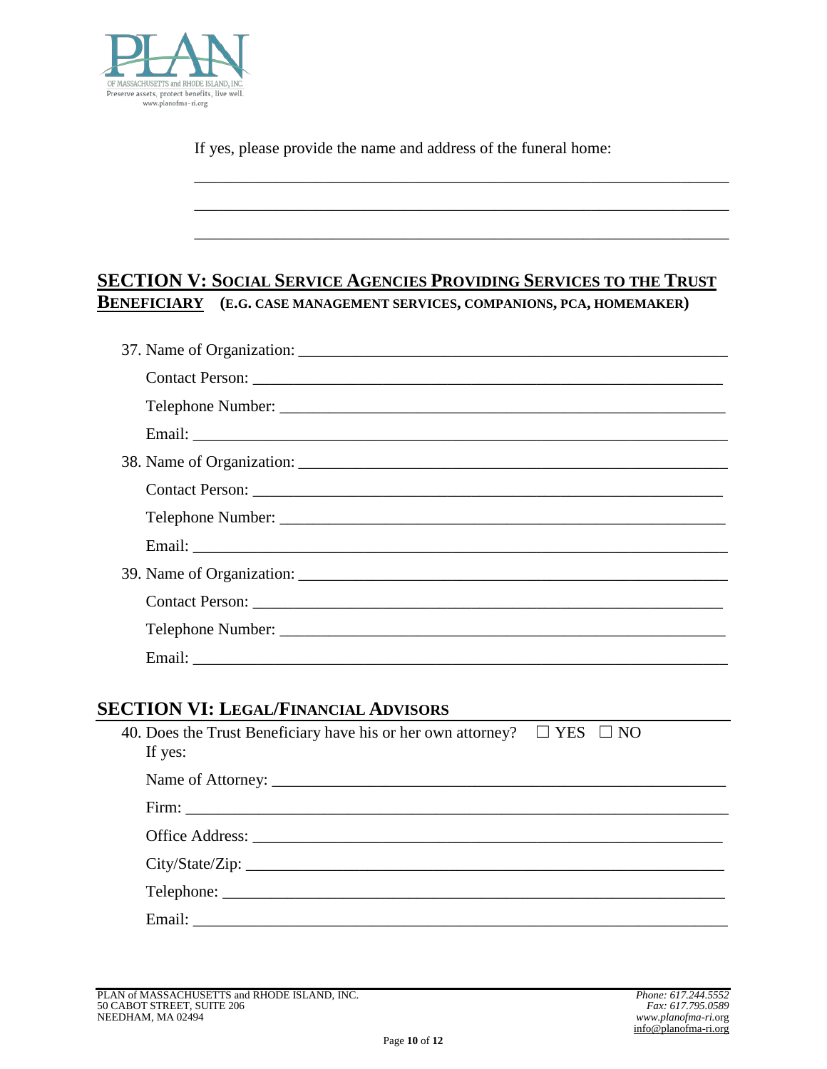If yes, please provide the name and address of the funeral home:

\_\_\_\_\_\_\_\_\_\_\_\_\_\_\_\_\_\_\_\_\_\_\_\_\_\_\_\_\_\_\_\_\_\_\_\_\_\_\_\_\_\_\_\_\_\_\_\_\_\_\_\_\_\_\_\_\_\_\_\_

\_\_\_\_\_\_\_\_\_\_\_\_\_\_\_\_\_\_\_\_\_\_\_\_\_\_\_\_\_\_\_\_\_\_\_\_\_\_\_\_\_\_\_\_\_\_\_\_\_\_\_\_\_\_\_\_\_\_\_\_

\_\_\_\_\_\_\_\_\_\_\_\_\_\_\_\_\_\_\_\_\_\_\_\_\_\_\_\_\_\_\_\_\_\_\_\_\_\_\_\_\_\_\_\_\_\_\_\_\_\_\_\_\_\_\_\_\_\_\_\_

## SECTION V: SOCIAL SERVICE AGENCIES PROVIDING SERVICES TO THE TRUST BENEFICIARY (E.G. CASE MANAGEMENT SERVICES, COMPANIONS, PCA, HOMEMAKER)

37. Name of Organization: \_\_\_\_\_\_\_\_\_\_\_\_\_\_\_\_\_\_\_\_\_\_\_\_\_\_\_\_\_\_\_\_\_\_\_\_\_\_\_\_

    Contact Person: \_\_\_\_\_\_\_\_\_\_\_\_\_\_\_\_\_\_\_\_\_\_\_\_\_\_\_\_\_\_\_\_\_\_\_\_\_\_\_\_\_\_\_\_

    Telephone Number: \_\_\_\_\_\_\_\_\_\_\_\_\_\_\_\_\_\_\_\_\_\_\_\_\_\_\_\_\_\_\_\_\_\_\_\_\_\_\_\_\_\_

    Email: \_\_\_\_\_\_\_\_\_\_\_\_\_\_\_\_\_\_\_\_\_\_\_\_\_\_\_\_\_\_\_\_\_\_\_\_\_\_\_\_\_\_\_\_\_\_\_\_\_\_\_

38. Name of Organization: \_\_\_\_\_\_\_\_\_\_\_\_\_\_\_\_\_\_\_\_\_\_\_\_\_\_\_\_\_\_\_\_\_\_\_\_\_\_\_\_

    Contact Person: \_\_\_\_\_\_\_\_\_\_\_\_\_\_\_\_\_\_\_\_\_\_\_\_\_\_\_\_\_\_\_\_\_\_\_\_\_\_\_\_\_\_\_\_

    Telephone Number: \_\_\_\_\_\_\_\_\_\_\_\_\_\_\_\_\_\_\_\_\_\_\_\_\_\_\_\_\_\_\_\_\_\_\_\_\_\_\_\_\_\_

    Email: \_\_\_\_\_\_\_\_\_\_\_\_\_\_\_\_\_\_\_\_\_\_\_\_\_\_\_\_\_\_\_\_\_\_\_\_\_\_\_\_\_\_\_\_\_\_\_\_\_\_\_

39. Name of Organization: \_\_\_\_\_\_\_\_\_\_\_\_\_\_\_\_\_\_\_\_\_\_\_\_\_\_\_\_\_\_\_\_\_\_\_\_\_\_\_\_

    Contact Person: \_\_\_\_\_\_\_\_\_\_\_\_\_\_\_\_\_\_\_\_\_\_\_\_\_\_\_\_\_\_\_\_\_\_\_\_\_\_\_\_\_\_\_\_

    Telephone Number: \_\_\_\_\_\_\_\_\_\_\_\_\_\_\_\_\_\_\_\_\_\_\_\_\_\_\_\_\_\_\_\_\_\_\_\_\_\_\_\_\_\_

    Email: \_\_\_\_\_\_\_\_\_\_\_\_\_\_\_\_\_\_\_\_\_\_\_\_\_\_\_\_\_\_\_\_\_\_\_\_\_\_\_\_\_\_\_\_\_\_\_\_\_\_\_

## SECTION VI: LEGAL/FINANCIAL ADVISORS

40. Does the Trust Beneficiary have his or her own attorney? ☐ YES ☐ NO
    If yes:

    Name of Attorney: \_\_\_\_\_\_\_\_\_\_\_\_\_\_\_\_\_\_\_\_\_\_\_\_\_\_\_\_\_\_\_\_\_\_\_\_\_\_\_\_\_\_\_

    Firm: \_\_\_\_\_\_\_\_\_\_\_\_\_\_\_\_\_\_\_\_\_\_\_\_\_\_\_\_\_\_\_\_\_\_\_\_\_\_\_\_\_\_\_\_\_\_\_\_\_\_\_\_

    Office Address: \_\_\_\_\_\_\_\_\_\_\_\_\_\_\_\_\_\_\_\_\_\_\_\_\_\_\_\_\_\_\_\_\_\_\_\_\_\_\_\_\_\_\_\_\_

    City/State/Zip: \_\_\_\_\_\_\_\_\_\_\_\_\_\_\_\_\_\_\_\_\_\_\_\_\_\_\_\_\_\_\_\_\_\_\_\_\_\_\_\_\_\_\_\_\_\_

    Telephone: \_\_\_\_\_\_\_\_\_\_\_\_\_\_\_\_\_\_\_\_\_\_\_\_\_\_\_\_\_\_\_\_\_\_\_\_\_\_\_\_\_\_\_\_\_\_\_\_\_

    Email: \_\_\_\_\_\_\_\_\_\_\_\_\_\_\_\_\_\_\_\_\_\_\_\_\_\_\_\_\_\_\_\_\_\_\_\_\_\_\_\_\_\_\_\_\_\_\_\_\_\_\_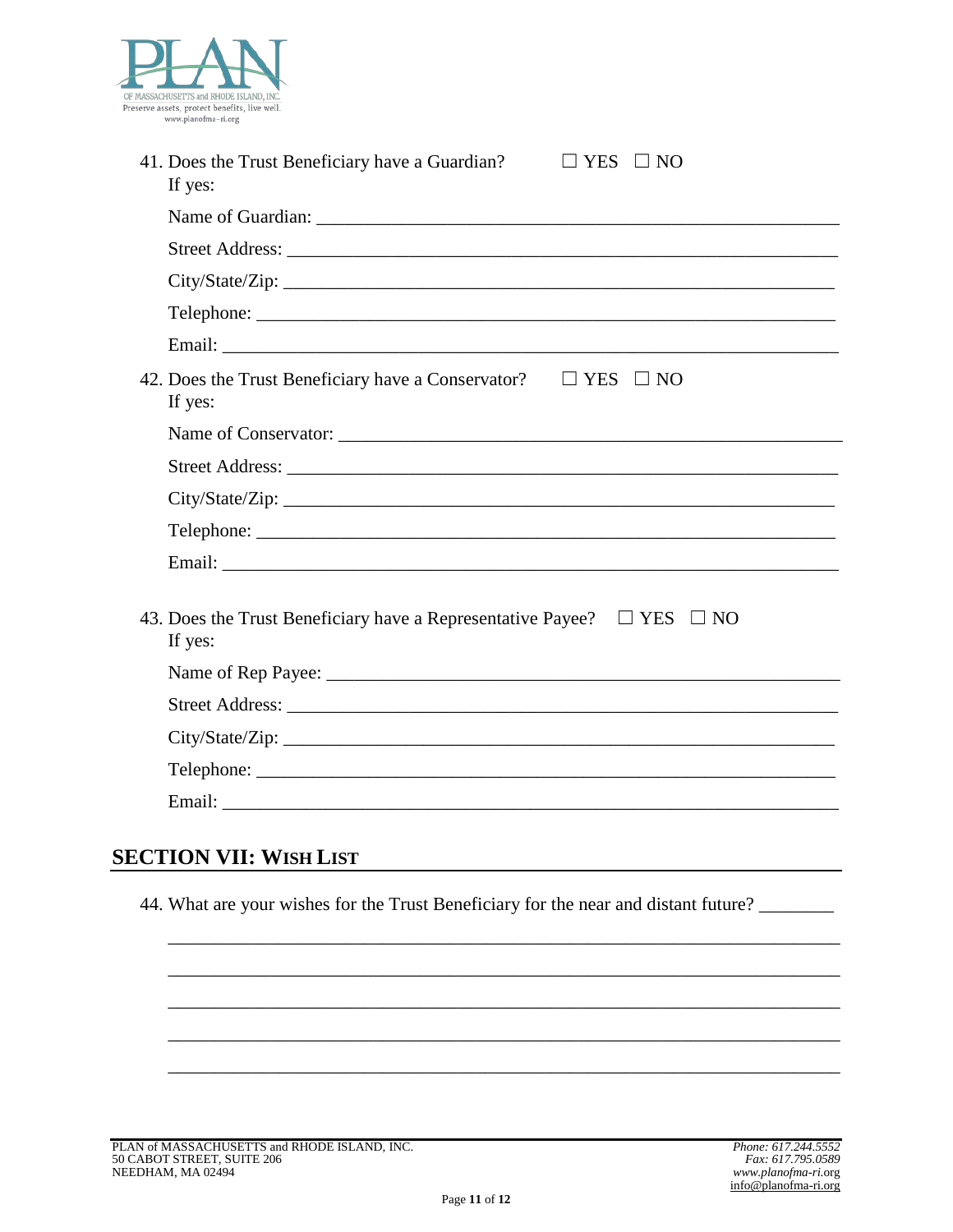41. Does the Trust Beneficiary have a Guardian? ☐ YES ☐ NO
    If yes:

    Name of Guardian: ______________________________________________________

    Street Address: ________________________________________________________

    City/State/Zip: _________________________________________________________

    Telephone: ____________________________________________________________

    Email: ________________________________________________________________

42. Does the Trust Beneficiary have a Conservator? ☐ YES ☐ NO
    If yes:

    Name of Conservator: ___________________________________________________

    Street Address: ________________________________________________________

    City/State/Zip: _________________________________________________________

    Telephone: ____________________________________________________________

    Email: ________________________________________________________________

43. Does the Trust Beneficiary have a Representative Payee? ☐ YES ☐ NO
    If yes:

    Name of Rep Payee: ____________________________________________________

    Street Address: ________________________________________________________

    City/State/Zip: _________________________________________________________

    Telephone: ____________________________________________________________

    Email: ________________________________________________________________

## SECTION VII: WISH LIST

44. What are your wishes for the Trust Beneficiary for the near and distant future? ________

    ______________________________________________________________________

    ______________________________________________________________________

    ______________________________________________________________________

    ______________________________________________________________________

    ______________________________________________________________________

PLAN of MASSACHUSETTS and RHODE ISLAND, INC.
50 CABOT STREET, SUITE 206
NEEDHAM, MA 02494

*Phone: 617.244.5552*
*Fax: 617.795.0589*
*www.planofma-ri.org*
info@planofma-ri.org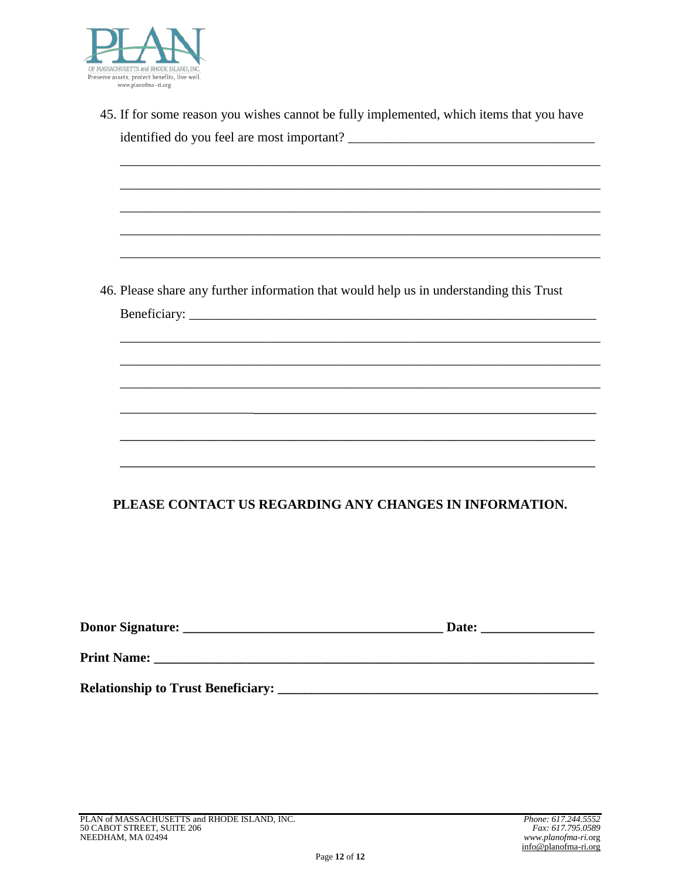45. If for some reason you wishes cannot be fully implemented, which items that you have identified do you feel are most important? ____________________________________

_________________________________________________________________________

_________________________________________________________________________

_________________________________________________________________________

_________________________________________________________________________

_________________________________________________________________________

46. Please share any further information that would help us in understanding this Trust Beneficiary: ______________________________________________________________

_________________________________________________________________________

_________________________________________________________________________

_________________________________________________________________________

_________________________________________________________________________

_________________________________________________________________________

_________________________________________________________________________

**PLEASE CONTACT US REGARDING ANY CHANGES IN INFORMATION.**

**Donor Signature:** ______________________________________ **Date:** ________________

**Print Name:** _________________________________________________________________

**Relationship to Trust Beneficiary:** ____________________________________________

PLAN of MASSACHUSETTS and RHODE ISLAND, INC.
50 CABOT STREET, SUITE 206
NEEDHAM, MA 02494

*Phone: 617.244.5552*
*Fax: 617.795.0589*
*www.planofma-ri.org*
info@planofma-ri.org